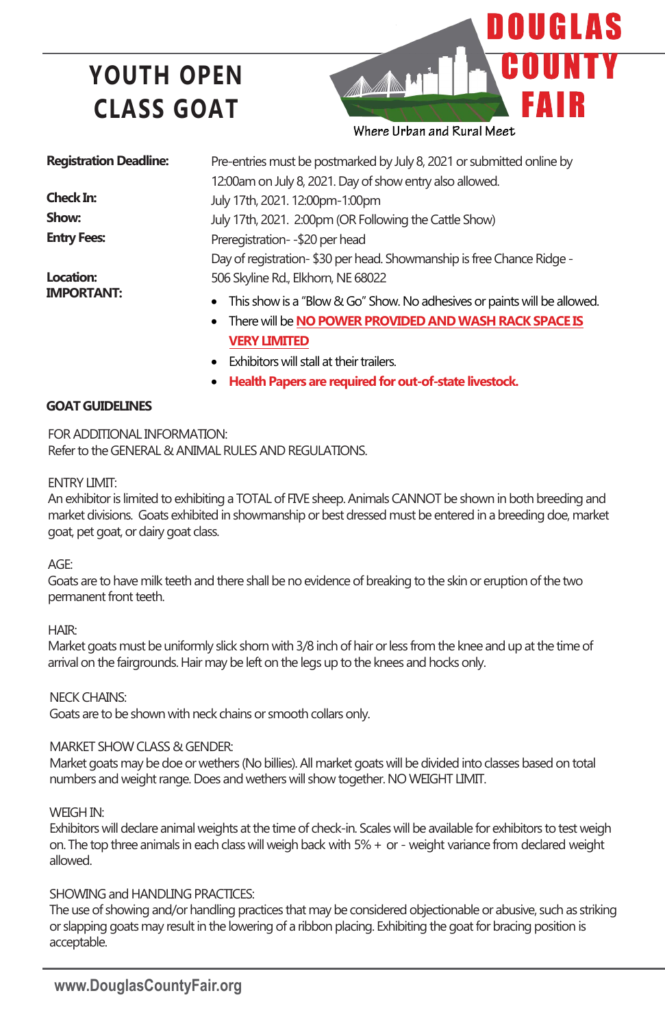# YOUTH OPEN CLASS GOAT

**DOUGLAS COUNTY FAIR**

Where Urban and Rural Meet

| | |
|---|---|
| **Registration Deadline:** | Pre-entries must be postmarked by July 8, 2021 or submitted online by 12:00am on July 8, 2021. Day of show entry also allowed. |
| **Check In:** | July 17th, 2021. 12:00pm-1:00pm |
| **Show:** | July 17th, 2021. 2:00pm (OR Following the Cattle Show) |
| **Entry Fees:** | Preregistration- -$20 per head<br>Day of registration- $30 per head. Showmanship is free Chance Ridge - |
| **Location:** | 506 Skyline Rd., Elkhorn, NE 68022 |
| **IMPORTANT:** | |

- This show is a "Blow & Go" Show. No adhesives or paints will be allowed.
- There will be **NO POWER PROVIDED AND WASH RACK SPACE IS VERY LIMITED**
- Exhibitors will stall at their trailers.
- **Health Papers are required for out-of-state livestock.**

## GOAT GUIDELINES

FOR ADDITIONAL INFORMATION:
Refer to the GENERAL & ANIMAL RULES AND REGULATIONS.

ENTRY LIMIT:
An exhibitor is limited to exhibiting a TOTAL of FIVE sheep. Animals CANNOT be shown in both breeding and market divisions. Goats exhibited in showmanship or best dressed must be entered in a breeding doe, market goat, pet goat, or dairy goat class.

AGE:
Goats are to have milk teeth and there shall be no evidence of breaking to the skin or eruption of the two permanent front teeth.

HAIR:
Market goats must be uniformly slick shorn with 3/8 inch of hair or less from the knee and up at the time of arrival on the fairgrounds. Hair may be left on the legs up to the knees and hocks only.

NECK CHAINS:
Goats are to be shown with neck chains or smooth collars only.

MARKET SHOW CLASS & GENDER:
Market goats may be doe or wethers (No billies). All market goats will be divided into classes based on total numbers and weight range. Does and wethers will show together. NO WEIGHT LIMIT.

WEIGH IN:
Exhibitors will declare animal weights at the time of check-in. Scales will be available for exhibitors to test weigh on. The top three animals in each class will weigh back with 5% + or - weight variance from declared weight allowed.

SHOWING and HANDLING PRACTICES:
The use of showing and/or handling practices that may be considered objectionable or abusive, such as striking or slapping goats may result in the lowering of a ribbon placing. Exhibiting the goat for bracing position is acceptable.

www.DouglasCountyFair.org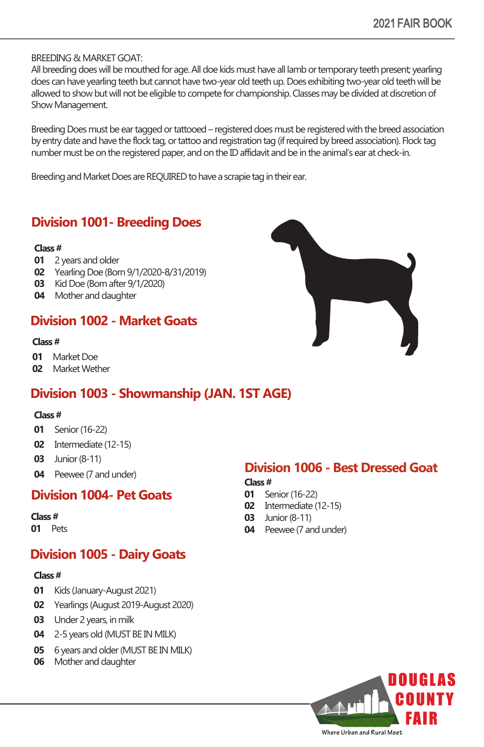BREEDING & MARKET GOAT:
All breeding does will be mouthed for age. All doe kids must have all lamb or temporary teeth present; yearling does can have yearling teeth but cannot have two-year old teeth up. Does exhibiting two-year old teeth will be allowed to show but will not be eligible to compete for championship. Classes may be divided at discretion of Show Management.

Breeding Does must be ear tagged or tattooed – registered does must be registered with the breed association by entry date and have the flock tag, or tattoo and registration tag (if required by breed association). Flock tag number must be on the registered paper, and on the ID affidavit and be in the animal's ear at check-in.

Breeding and Market Does are REQUIRED to have a scrapie tag in their ear.

## Division 1001- Breeding Does

**Class #**

**01** 2 years and older
**02** Yearling Doe (Born 9/1/2020-8/31/2019)
**03** Kid Doe (Born after 9/1/2020)
**04** Mother and daughter

## Division 1002 - Market Goats

**Class #**

**01** Market Doe
**02** Market Wether

## Division 1003 - Showmanship (JAN. 1ST AGE)

**Class #**

**01** Senior (16-22)
**02** Intermediate (12-15)
**03** Junior (8-11)
**04** Peewee (7 and under)

## Division 1004- Pet Goats

**Class #**

**01** Pets

## Division 1005 - Dairy Goats

**Class #**

**01** Kids (January-August 2021)
**02** Yearlings (August 2019-August 2020)
**03** Under 2 years, in milk
**04** 2-5 years old (MUST BE IN MILK)
**05** 6 years and older (MUST BE IN MILK)
**06** Mother and daughter

## Division 1006 - Best Dressed Goat

**Class #**

**01** Senior (16-22)
**02** Intermediate (12-15)
**03** Junior (8-11)
**04** Peewee (7 and under)